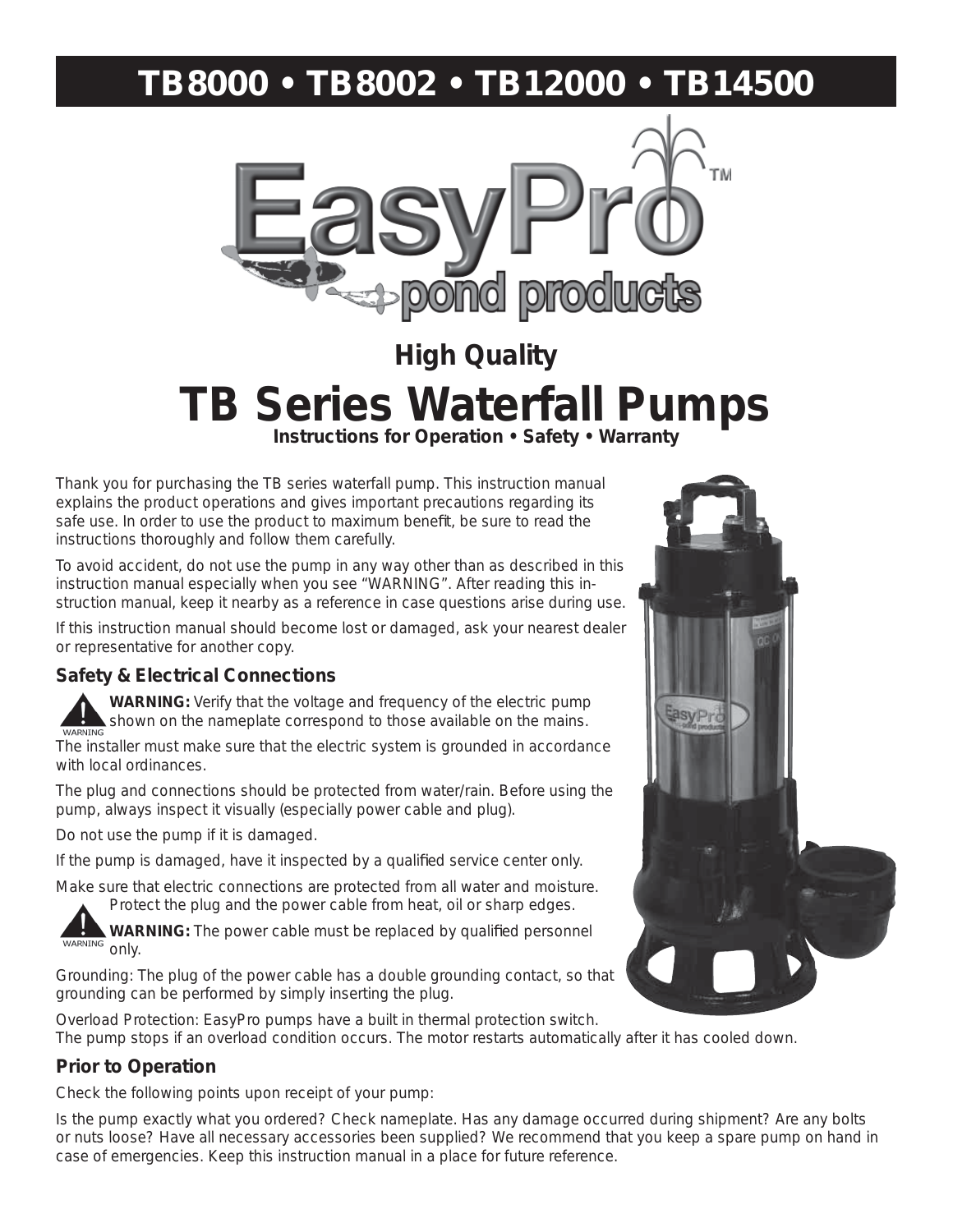# TB8000 • TB8002 • TB12000 • TB14500

EasyPro™ pond products

### High Quality

# TB Series Waterfall Pumps

**Instructions for Operation • Safety • Warranty**

Thank you for purchasing the TB series waterfall pump. This instruction manual explains the product operations and gives important precautions regarding its safe use. In order to use the product to maximum benefit, be sure to read the instructions thoroughly and follow them carefully.

To avoid accident, do not use the pump in any way other than as described in this instruction manual especially when you see "WARNING". After reading this instruction manual, keep it nearby as a reference in case questions arise during use.

If this instruction manual should become lost or damaged, ask your nearest dealer or representative for another copy.

## Safety & Electrical Connections

**WARNING:** Verify that the voltage and frequency of the electric pump shown on the nameplate correspond to those available on the mains.

The installer must make sure that the electric system is grounded in accordance with local ordinances.

The plug and connections should be protected from water/rain. Before using the pump, always inspect it visually (especially power cable and plug).

Do not use the pump if it is damaged.

If the pump is damaged, have it inspected by a qualified service center only.

Make sure that electric connections are protected from all water and moisture. Protect the plug and the power cable from heat, oil or sharp edges.

**WARNING:** The power cable must be replaced by qualified personnel only.

Grounding: The plug of the power cable has a double grounding contact, so that grounding can be performed by simply inserting the plug.

Overload Protection: EasyPro pumps have a built in thermal protection switch. The pump stops if an overload condition occurs. The motor restarts automatically after it has cooled down.

## Prior to Operation

Check the following points upon receipt of your pump:

Is the pump exactly what you ordered? Check nameplate. Has any damage occurred during shipment? Are any bolts or nuts loose? Have all necessary accessories been supplied? We recommend that you keep a spare pump on hand in case of emergencies. Keep this instruction manual in a place for future reference.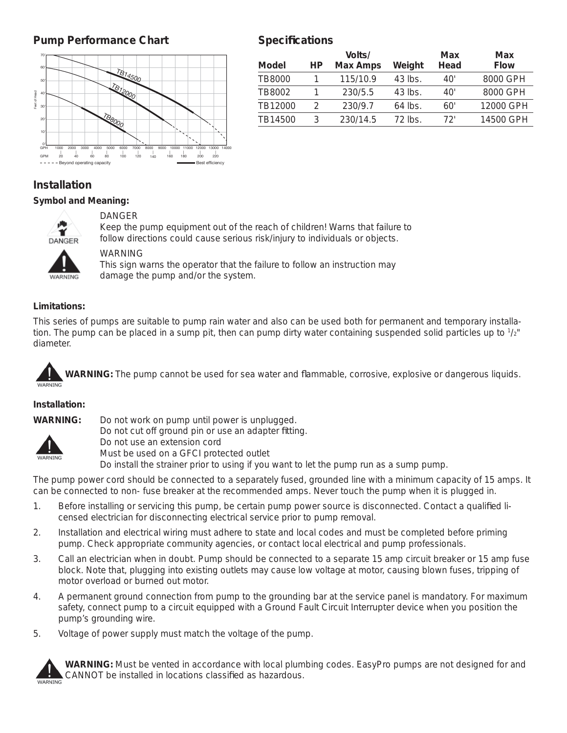## Pump Performance Chart

## Specifications

| Model | HP | Volts/ Max Amps | Weight | Max Head | Max Flow |
|---|---|---|---|---|---|
| TB8000 | 1 | 115/10.9 | 43 lbs. | 40' | 8000 GPH |
| TB8002 | 1 | 230/5.5 | 43 lbs. | 40' | 8000 GPH |
| TB12000 | 2 | 230/9.7 | 64 lbs. | 60' | 12000 GPH |
| TB14500 | 3 | 230/14.5 | 72 lbs. | 72' | 14500 GPH |

## Installation

### Symbol and Meaning:

DANGER
Keep the pump equipment out of the reach of children! Warns that failure to follow directions could cause serious risk/injury to individuals or objects.

WARNING
This sign warns the operator that the failure to follow an instruction may damage the pump and/or the system.

### Limitations:

This series of pumps are suitable to pump rain water and also can be used both for permanent and temporary installation. The pump can be placed in a sump pit, then can pump dirty water containing suspended solid particles up to 1/2" diameter.

**WARNING:** The pump cannot be used for sea water and flammable, corrosive, explosive or dangerous liquids.

### Installation:

**WARNING:** Do not work on pump until power is unplugged.
Do not cut off ground pin or use an adapter fitting.
Do not use an extension cord
Must be used on a GFCI protected outlet
Do install the strainer prior to using if you want to let the pump run as a sump pump.

The pump power cord should be connected to a separately fused, grounded line with a minimum capacity of 15 amps. It can be connected to non- fuse breaker at the recommended amps. Never touch the pump when it is plugged in.

1. Before installing or servicing this pump, be certain pump power source is disconnected. Contact a qualified licensed electrician for disconnecting electrical service prior to pump removal.
2. Installation and electrical wiring must adhere to state and local codes and must be completed before priming pump. Check appropriate community agencies, or contact local electrical and pump professionals.
3. Call an electrician when in doubt. Pump should be connected to a separate 15 amp circuit breaker or 15 amp fuse block. Note that, plugging into existing outlets may cause low voltage at motor, causing blown fuses, tripping of motor overload or burned out motor.
4. A permanent ground connection from pump to the grounding bar at the service panel is mandatory. For maximum safety, connect pump to a circuit equipped with a Ground Fault Circuit Interrupter device when you position the pump's grounding wire.
5. Voltage of power supply must match the voltage of the pump.

**WARNING:** Must be vented in accordance with local plumbing codes. EasyPro pumps are not designed for and CANNOT be installed in locations classified as hazardous.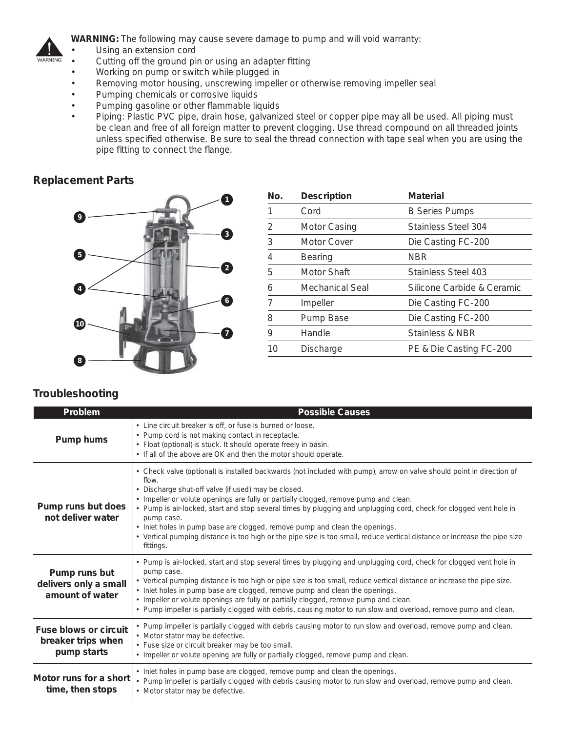**WARNING:** The following may cause severe damage to pump and will void warranty:

- Using an extension cord
- Cutting off the ground pin or using an adapter fitting
- Working on pump or switch while plugged in
- Removing motor housing, unscrew impeller or otherwise removing impeller seal
- Pumping chemicals or corrosive liquids
- Pumping gasoline or other flammable liquids
- Piping: Plastic PVC pipe, drain hose, galvanized steel or copper pipe may all be used. All piping must be clean and free of all foreign matter to prevent clogging. Use thread compound on all threaded joints unless specified otherwise. Be sure to seal the thread connection with tape seal when you are using the pipe fitting to connect the flange.

## Replacement Parts

| No. | Description | Material |
|---|---|---|
| 1 | Cord | B Series Pumps |
| 2 | Motor Casing | Stainless Steel 304 |
| 3 | Motor Cover | Die Casting FC-200 |
| 4 | Bearing | NBR |
| 5 | Motor Shaft | Stainless Steel 403 |
| 6 | Mechanical Seal | Silicone Carbide & Ceramic |
| 7 | Impeller | Die Casting FC-200 |
| 8 | Pump Base | Die Casting FC-200 |
| 9 | Handle | Stainless & NBR |
| 10 | Discharge | PE & Die Casting FC-200 |

## Troubleshooting

| Problem | Possible Causes |
|---|---|
| **Pump hums** | • Line circuit breaker is off, or fuse is burned or loose.<br>• Pump cord is not making contact in receptacle.<br>• Float (optional) is stuck. It should operate freely in basin.<br>• If all of the above are OK and then the motor should operate. |
| **Pump runs but does not deliver water** | • Check valve (optional) is installed backwards (not included with pump), arrow on valve should point in direction of flow.<br>• Discharge shut-off valve (if used) may be closed.<br>• Impeller or volute openings are fully or partially clogged, remove pump and clean.<br>• Pump is air-locked, start and stop several times by plugging and unplugging cord, check for clogged vent hole in pump case.<br>• Inlet holes in pump base are clogged, remove pump and clean the openings.<br>• Vertical pumping distance is too high or the pipe size is too small, reduce vertical distance or increase the pipe size fittings. |
| **Pump runs but delivers only a small amount of water** | • Pump is air-locked, start and stop several times by plugging and unplugging cord, check for clogged vent hole in pump case.<br>• Vertical pumping distance is too high or pipe size is too small, reduce vertical distance or increase the pipe size.<br>• Inlet holes in pump base are clogged, remove pump and clean the openings.<br>• Impeller or volute openings are fully or partially clogged, remove pump and clean.<br>• Pump impeller is partially clogged with debris, causing motor to run slow and overload, remove pump and clean. |
| **Fuse blows or circuit breaker trips when pump starts** | • Pump impeller is partially clogged with debris causing motor to run slow and overload, remove pump and clean.<br>• Motor stator may be defective.<br>• Fuse size or circuit breaker may be too small.<br>• Impeller or volute opening are fully or partially clogged, remove pump and clean. |
| **Motor runs for a short time, then stops** | • Inlet holes in pump base are clogged, remove pump and clean the openings.<br>• Pump impeller is partially clogged with debris causing motor to run slow and overload, remove pump and clean.<br>• Motor stator may be defective. |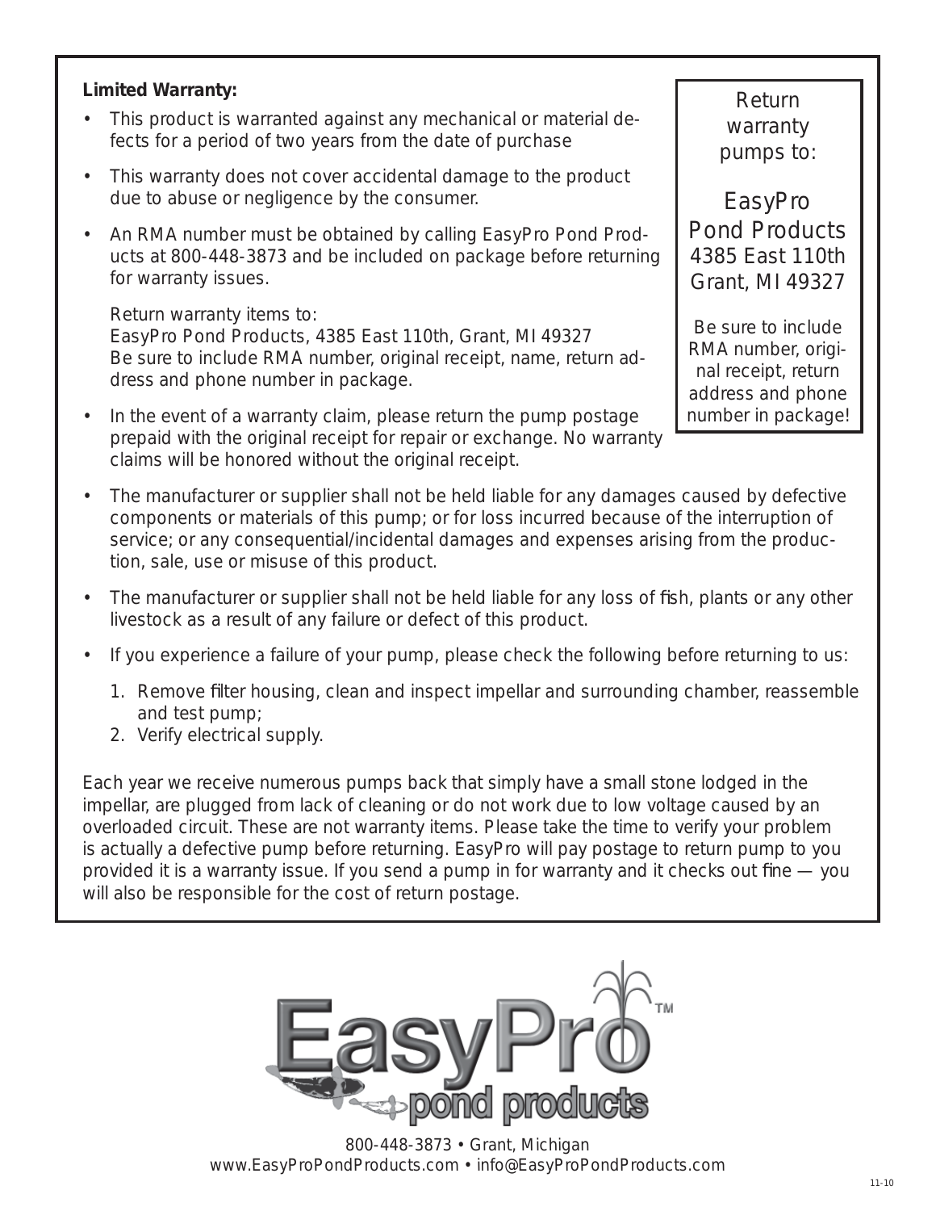**Limited Warranty:**

- This product is warranted against any mechanical or material defects for a period of two years from the date of purchase
- This warranty does not cover accidental damage to the product due to abuse or negligence by the consumer.
- An RMA number must be obtained by calling EasyPro Pond Products at 800-448-3873 and be included on package before returning for warranty issues.

  Return warranty items to:
  EasyPro Pond Products, 4385 East 110th, Grant, MI 49327
  Be sure to include RMA number, original receipt, name, return address and phone number in package.

- In the event of a warranty claim, please return the pump postage prepaid with the original receipt for repair or exchange. No warranty claims will be honored without the original receipt.

Return warranty pumps to:

EasyPro Pond Products
4385 East 110th
Grant, MI 49327

Be sure to include RMA number, original receipt, return address and phone number in package!

- The manufacturer or supplier shall not be held liable for any damages caused by defective components or materials of this pump; or for loss incurred because of the interruption of service; or any consequential/incidental damages and expenses arising from the production, sale, use or misuse of this product.
- The manufacturer or supplier shall not be held liable for any loss of fish, plants or any other livestock as a result of any failure or defect of this product.
- If you experience a failure of your pump, please check the following before returning to us:
  1. Remove filter housing, clean and inspect impellar and surrounding chamber, reassemble and test pump;
  2. Verify electrical supply.

Each year we receive numerous pumps back that simply have a small stone lodged in the impellar, are plugged from lack of cleaning or do not work due to low voltage caused by an overloaded circuit. These are not warranty items. Please take the time to verify your problem is actually a defective pump before returning. EasyPro will pay postage to return pump to you provided it is a warranty issue. If you send a pump in for warranty and it checks out fine — you will also be responsible for the cost of return postage.

EasyPro™ pond products

800-448-3873 • Grant, Michigan
www.EasyProPondProducts.com • info@EasyProPondProducts.com

11-10